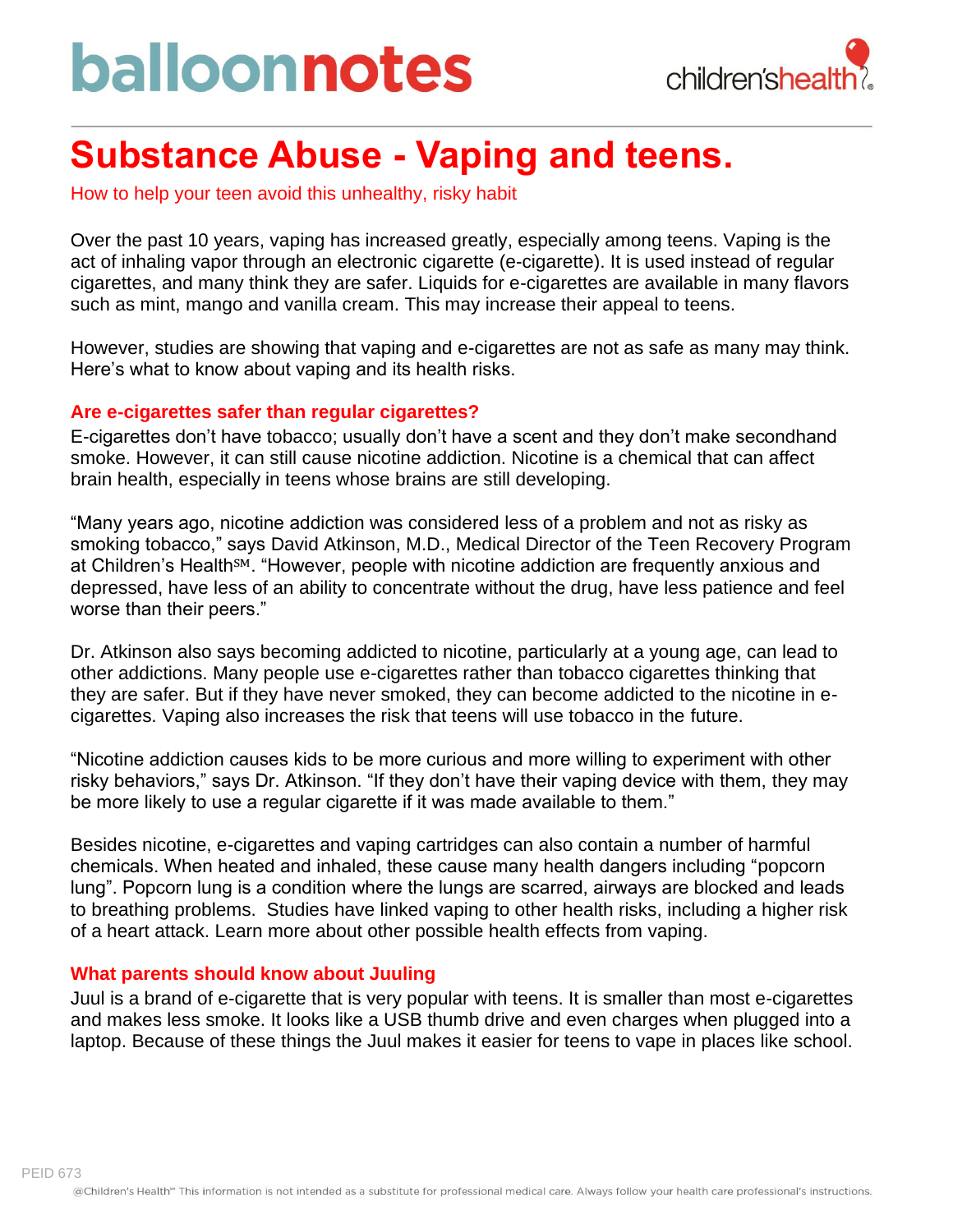# Substance Abuse - Vaping and teens.

How to help your teen avoid this unhealthy, risky habit

Over the past 10 years, vaping has increased greatly, especially among teens. Vaping is the act of inhaling vapor through an electronic cigarette (e-cigarette). It is used instead of regular cigarettes, and many think they are safer. Liquids for e-cigarettes are available in many flavors such as mint, mango and vanilla cream. This may increase their appeal to teens.

However, studies are showing that vaping and e-cigarettes are not as safe as many may think. Here's what to know about vaping and its health risks.

## Are e-cigarettes safer than regular cigarettes?

E-cigarettes don't have tobacco; usually don't have a scent and they don't make secondhand smoke. However, it can still cause nicotine addiction. Nicotine is a chemical that can affect brain health, especially in teens whose brains are still developing.

"Many years ago, nicotine addiction was considered less of a problem and not as risky as smoking tobacco," says David Atkinson, M.D., Medical Director of the Teen Recovery Program at Children's Health℠. "However, people with nicotine addiction are frequently anxious and depressed, have less of an ability to concentrate without the drug, have less patience and feel worse than their peers."

Dr. Atkinson also says becoming addicted to nicotine, particularly at a young age, can lead to other addictions. Many people use e-cigarettes rather than tobacco cigarettes thinking that they are safer. But if they have never smoked, they can become addicted to the nicotine in e-cigarettes. Vaping also increases the risk that teens will use tobacco in the future.

"Nicotine addiction causes kids to be more curious and more willing to experiment with other risky behaviors," says Dr. Atkinson. "If they don't have their vaping device with them, they may be more likely to use a regular cigarette if it was made available to them."

Besides nicotine, e-cigarettes and vaping cartridges can also contain a number of harmful chemicals. When heated and inhaled, these cause many health dangers including "popcorn lung". Popcorn lung is a condition where the lungs are scarred, airways are blocked and leads to breathing problems. Studies have linked vaping to other health risks, including a higher risk of a heart attack. Learn more about other possible health effects from vaping.

## What parents should know about Juuling

Juul is a brand of e-cigarette that is very popular with teens. It is smaller than most e-cigarettes and makes less smoke. It looks like a USB thumb drive and even charges when plugged into a laptop. Because of these things the Juul makes it easier for teens to vape in places like school.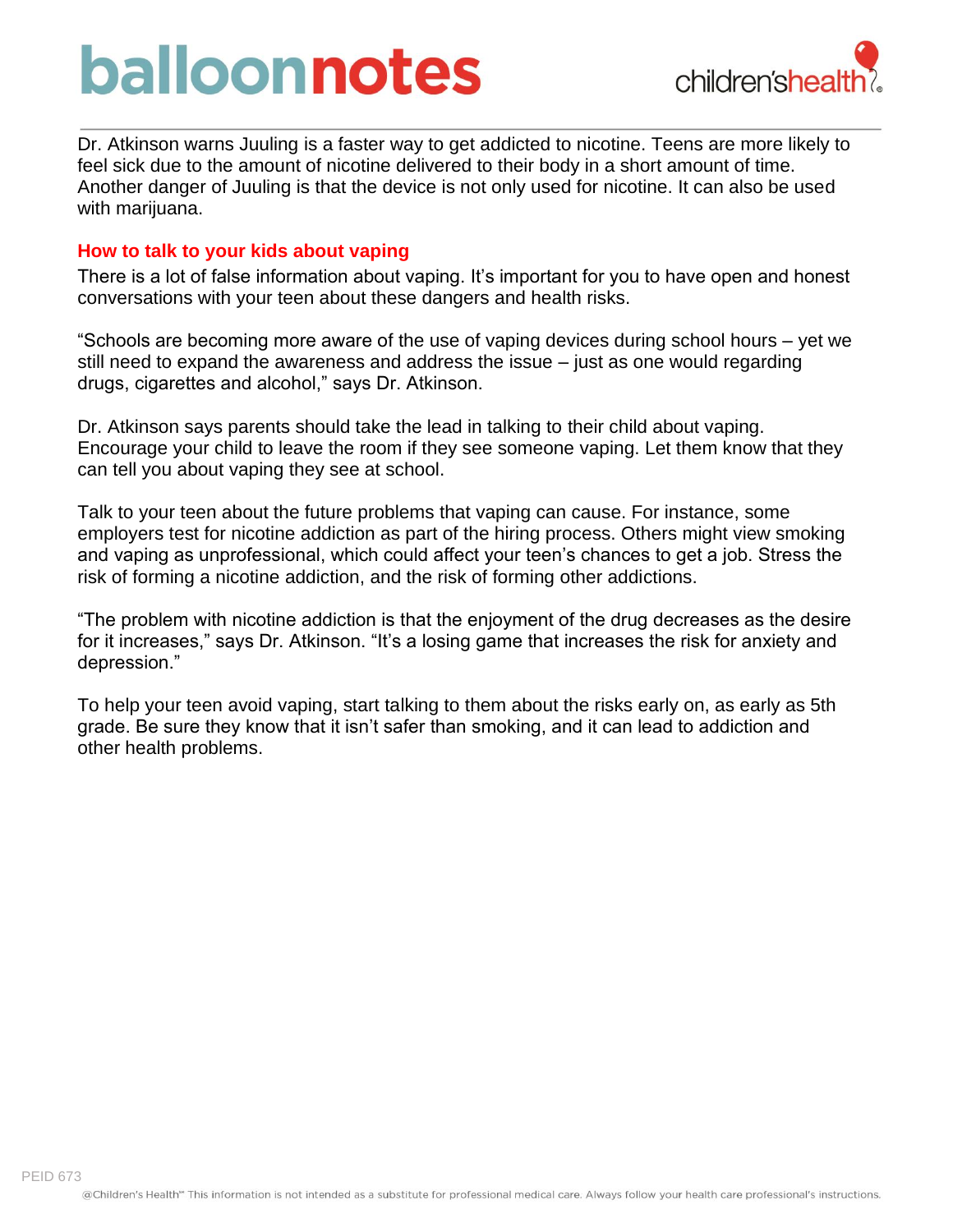Dr. Atkinson warns Juuling is a faster way to get addicted to nicotine. Teens are more likely to feel sick due to the amount of nicotine delivered to their body in a short amount of time. Another danger of Juuling is that the device is not only used for nicotine. It can also be used with marijuana.

## How to talk to your kids about vaping

There is a lot of false information about vaping. It's important for you to have open and honest conversations with your teen about these dangers and health risks.

"Schools are becoming more aware of the use of vaping devices during school hours – yet we still need to expand the awareness and address the issue – just as one would regarding drugs, cigarettes and alcohol," says Dr. Atkinson.

Dr. Atkinson says parents should take the lead in talking to their child about vaping. Encourage your child to leave the room if they see someone vaping. Let them know that they can tell you about vaping they see at school.

Talk to your teen about the future problems that vaping can cause. For instance, some employers test for nicotine addiction as part of the hiring process. Others might view smoking and vaping as unprofessional, which could affect your teen's chances to get a job. Stress the risk of forming a nicotine addiction, and the risk of forming other addictions.

"The problem with nicotine addiction is that the enjoyment of the drug decreases as the desire for it increases," says Dr. Atkinson. "It's a losing game that increases the risk for anxiety and depression."

To help your teen avoid vaping, start talking to them about the risks early on, as early as 5th grade. Be sure they know that it isn't safer than smoking, and it can lead to addiction and other health problems.

PEID 673